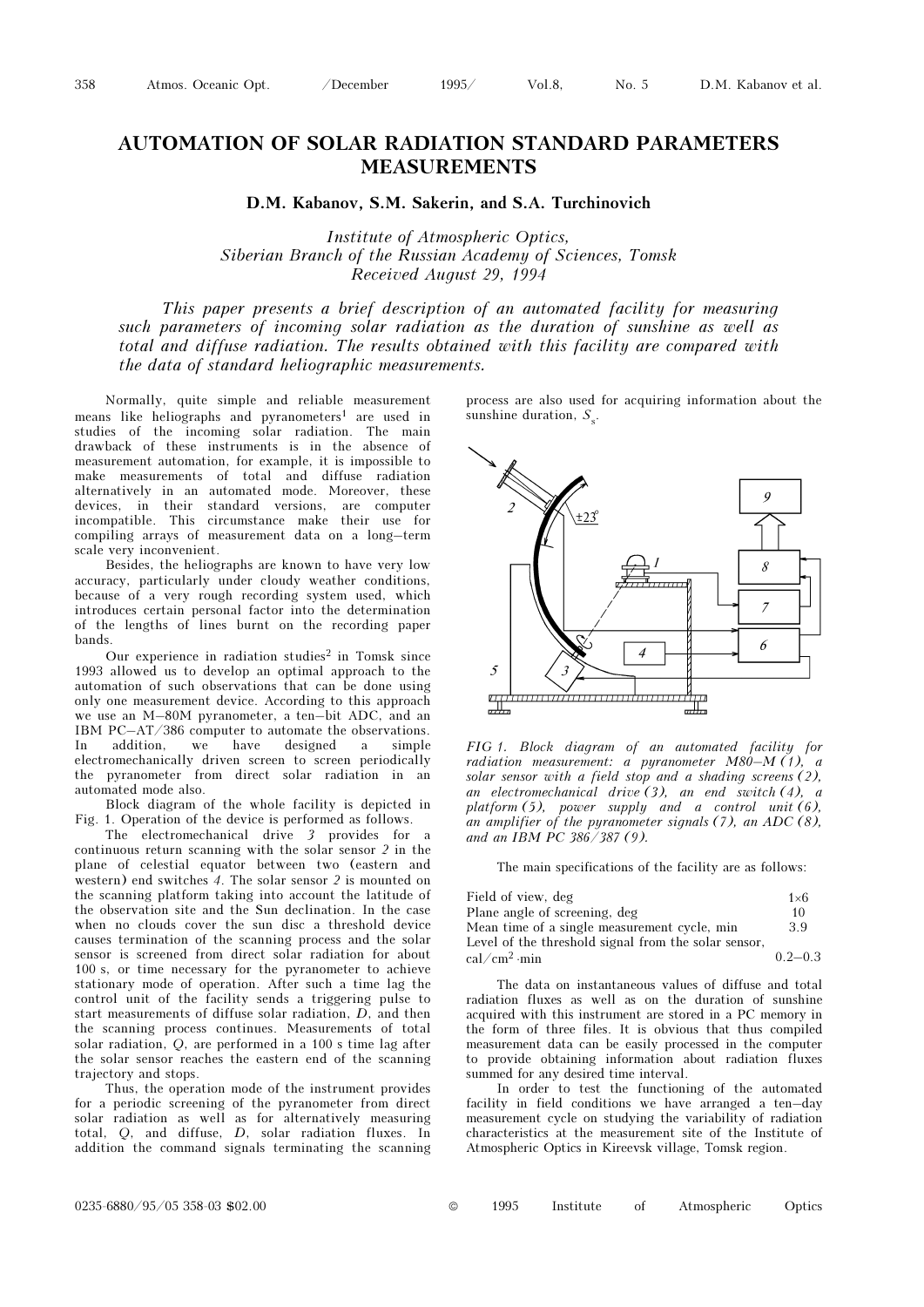# AUTOMATION OF SOLAR RADIATION STANDARD PARAMETERS MEASUREMENTS

**D.M. Kabanov, S.M. Sakerin, and S.A. Turchinovich**

*Institute of Atmospheric Optics,*
*Siberian Branch of the Russian Academy of Sciences, Tomsk*
*Received August 29, 1994*

*This paper presents a brief description of an automated facility for measuring such parameters of incoming solar radiation as the duration of sunshine as well as total and diffuse radiation. The results obtained with this facility are compared with the data of standard heliographic measurements.*

Normally, quite simple and reliable measurement means like heliographs and pyranometers[1] are used in studies of the incoming solar radiation. The main drawback of these instruments is in the absence of measurement automation, for example, it is impossible to make measurements of total and diffuse radiation alternatively in an automated mode. Moreover, these devices, in their standard versions, are computer incompatible. This circumstance make their use for compiling arrays of measurement data on a long–term scale very inconvenient.

Besides, the heliographs are known to have very low accuracy, particularly under cloudy weather conditions, because of a very rough recording system used, which introduces certain personal factor into the determination of the lengths of lines burnt on the recording paper bands.

Our experience in radiation studies[2] in Tomsk since 1993 allowed us to develop an optimal approach to the automation of such observations that can be done using only one measurement device. According to this approach we use an M–80M pyranometer, a ten–bit ADC, and an IBM PC–AT/386 computer to automate the observations. In addition, we have designed a simple electromechanically driven screen to screen periodically the pyranometer from direct solar radiation in an automated mode also.

Block diagram of the whole facility is depicted in Fig. 1. Operation of the device is performed as follows.

The electromechanical drive *3* provides for a continuous return scanning with the solar sensor *2* in the plane of celestial equator between two (eastern and western) end switches *4*. The solar sensor *2* is mounted on the scanning platform taking into account the latitude of the observation site and the Sun declination. In the case when no clouds cover the sun disc a threshold device causes termination of the scanning process and the solar sensor is screened from direct solar radiation for about 100 s, or time necessary for the pyranometer to achieve stationary mode of operation. After such a time lag the control unit of the facility sends a triggering pulse to start measurements of diffuse solar radiation, $D$, and then the scanning process continues. Measurements of total solar radiation, $Q$, are performed in a 100 s time lag after the solar sensor reaches the eastern end of the scanning trajectory and stops.

Thus, the operation mode of the instrument provides for a periodic screening of the pyranometer from direct solar radiation as well as for alternatively measuring total, $Q$, and diffuse, $D$, solar radiation fluxes. In addition the command signals terminating the scanning process are also used for acquiring information about the sunshine duration, $S_s$.

*FIG 1. Block diagram of an automated facility for radiation measurement: a pyranometer M80–M (1), a solar sensor with a field stop and a shading screens (2), an electromechanical drive (3), an end switch (4), a platform (5), power supply and a control unit (6), an amplifier of the pyranometer signals (7), an ADC (8), and an IBM PC 386/387 (9).*

The main specifications of the facility are as follows:

| | |
|---|---|
| Field of view, deg | 1×6 |
| Plane angle of screening, deg | 10 |
| Mean time of a single measurement cycle, min | 3.9 |
| Level of the threshold signal from the solar sensor, cal/cm$^2$·min | 0.2–0.3 |

The data on instantaneous values of diffuse and total radiation fluxes as well as on the duration of sunshine acquired with this instrument are stored in a PC memory in the form of three files. It is obvious that thus compiled measurement data can be easily processed in the computer to provide obtaining information about radiation fluxes summed for any desired time interval.

In order to test the functioning of the automated facility in field conditions we have arranged a ten–day measurement cycle on studying the variability of radiation characteristics at the measurement site of the Institute of Atmospheric Optics in Kireevsk village, Tomsk region.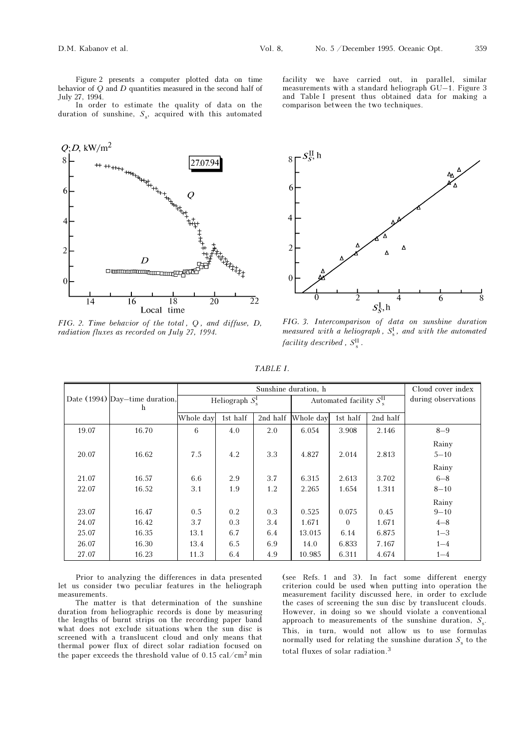Figure 2 presents a computer plotted data on time behavior of $Q$ and $D$ quantities measured in the second half of July 27, 1994.

In order to estimate the quality of data on the duration of sunshine, $S_s$, acquired with this automated facility we have carried out, in parallel, similar measurements with a standard heliograph GU–1. Figure 3 and Table I present thus obtained data for making a comparison between the two techniques.

FIG. 2. *Time behavior of the total, Q, and diffuse, D, radiation fluxes as recorded on July 27, 1994.*

FIG. 3. *Intercomparison of data on sunshine duration measured with a heliograph,* $S_s^{\mathrm{I}}$, *and with the automated facility described,* $S_s^{\mathrm{II}}$.

*TABLE I.*

| Date (1994) | Day–time duration, h | Sunshine duration, h | | | | | | Cloud cover index during observations |
|---|---|---|---|---|---|---|---|---|
| | | Heliograph $S_s^{\mathrm{I}}$ | | | Automated facility $S_s^{\mathrm{II}}$ | | | |
| | | Whole day | 1st half | 2nd half | Whole day | 1st half | 2nd half | |
| 19.07 | 16.70 | 6 | 4.0 | 2.0 | 6.054 | 3.908 | 2.146 | 8–9 Rainy |
| 20.07 | 16.62 | 7.5 | 4.2 | 3.3 | 4.827 | 2.014 | 2.813 | 5–10 Rainy |
| 21.07 | 16.57 | 6.6 | 2.9 | 3.7 | 6.315 | 2.613 | 3.702 | 6–8 |
| 22.07 | 16.52 | 3.1 | 1.9 | 1.2 | 2.265 | 1.654 | 1.311 | 8–10 Rainy |
| 23.07 | 16.47 | 0.5 | 0.2 | 0.3 | 0.525 | 0.075 | 0.45 | 9–10 |
| 24.07 | 16.42 | 3.7 | 0.3 | 3.4 | 1.671 | 0 | 1.671 | 4–8 |
| 25.07 | 16.35 | 13.1 | 6.7 | 6.4 | 13.015 | 6.14 | 6.875 | 1–3 |
| 26.07 | 16.30 | 13.4 | 6.5 | 6.9 | 14.0 | 6.833 | 7.167 | 1–4 |
| 27.07 | 16.23 | 11.3 | 6.4 | 4.9 | 10.985 | 6.311 | 4.674 | 1–4 |

Prior to analyzing the differences in data presented let us consider two peculiar features in the heliograph measurements.

The matter is that determination of the sunshine duration from heliographic records is done by measuring the lengths of burnt strips on the recording paper band what does not exclude situations when the sun disc is screened with a translucent cloud and only means that thermal power flux of direct solar radiation focused on the paper exceeds the threshold value of 0.15 cal/cm$^2$ min (see Refs. 1 and 3). In fact some different energy criterion could be used when putting into operation the measurement facility discussed here, in order to exclude the cases of screening the sun disc by translucent clouds. However, in doing so we should violate a conventional approach to measurements of the sunshine duration, $S_s$. This, in turn, would not allow us to use formulas normally used for relating the sunshine duration $S_s$ to the total fluxes of solar radiation.[3]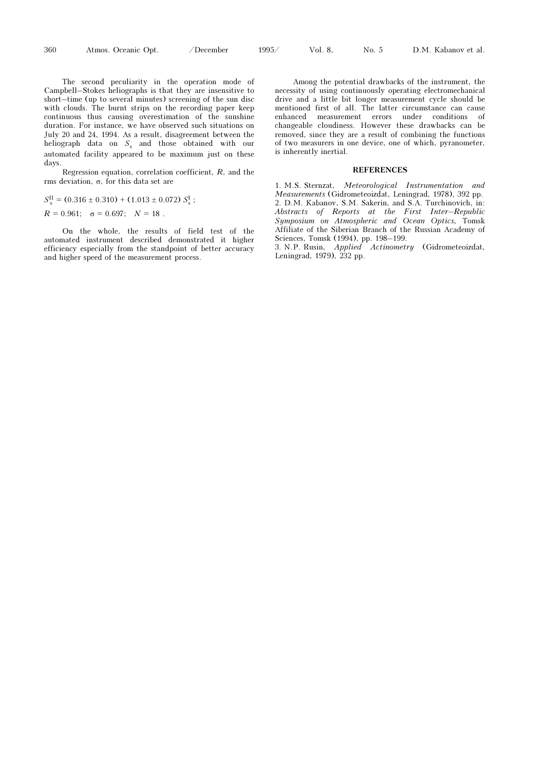The second peculiarity in the operation mode of Campbell–Stokes heliographs is that they are insensitive to short–time (up to several minutes) screening of the sun disc with clouds. The burnt strips on the recording paper keep continuous thus causing overestimation of the sunshine duration. For instance, we have observed such situations on July 20 and 24, 1994. As a result, disagreement between the heliograph data on $S_s$ and those obtained with our automated facility appeared to be maximum just on these days.

Regression equation, correlation coefficient, $R$, and the rms deviation, σ, for this data set are

$$S_s^{II} = (0.316 \pm 0.310) + (1.013 \pm 0.072)\, S_s^{I}\ ;$$

$$R = 0.961; \quad \sigma = 0.697; \quad N = 18\ .$$

On the whole, the results of field test of the automated instrument described demonstrated it higher efficiency especially from the standpoint of better accuracy and higher speed of the measurement process.

Among the potential drawbacks of the instrument, the necessity of using continuously operating electromechanical drive and a little bit longer measurement cycle should be mentioned first of all. The latter circumstance can cause enhanced measurement errors under conditions of changeable cloudiness. However these drawbacks can be removed, since they are a result of combining the functions of two measurers in one device, one of which, pyranometer, is inherently inertial.

## REFERENCES

1. M.S. Sternzat, *Meteorological Instrumentation and Measurements* (Gidrometeoizdat, Leningrad, 1978), 392 pp.
2. D.M. Kabanov, S.M. Sakerin, and S.A. Turchinovich, in: *Abstracts of Reports at the First Inter–Republic Symposium on Atmospheric and Ocean Optics,* Tomsk Affiliate of the Siberian Branch of the Russian Academy of Sciences, Tomsk (1994), pp. 198–199.
3. N.P. Rusin, *Applied Actinometry* (Gidrometeoizdat, Leningrad, 1979), 232 pp.